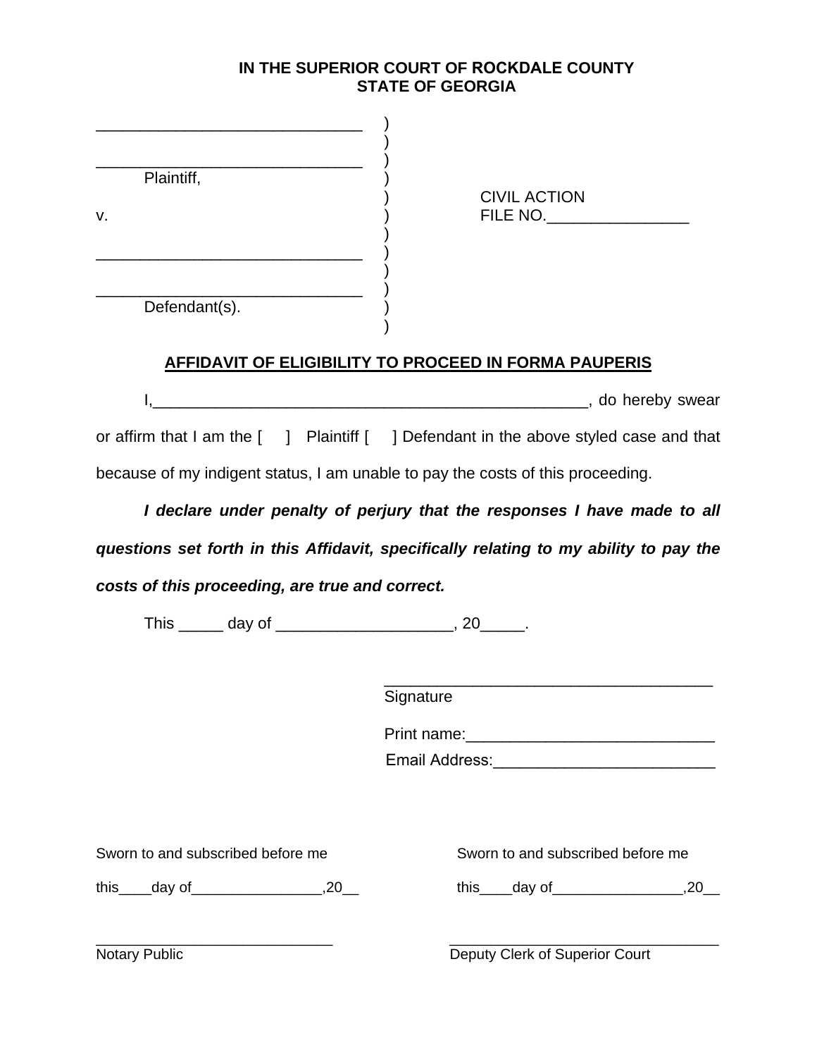**IN THE SUPERIOR COURT OF ROCKDALE COUNTY**
**STATE OF GEORGIA**

| | | |
|---|---|---|
| ______________________________ | ) | |
| | ) | |
| ______________________________ | ) | |
| Plaintiff, | ) | |
| | ) | CIVIL ACTION |
| v. | ) | FILE NO.________________ |
| | ) | |
| ______________________________ | ) | |
| | ) | |
| ______________________________ | ) | |
| Defendant(s). | ) | |
| | ) | |

## AFFIDAVIT OF ELIGIBILITY TO PROCEED IN FORMA PAUPERIS

I,__________________________________________________, do hereby swear or affirm that I am the [ ] Plaintiff [ ] Defendant in the above styled case and that because of my indigent status, I am unable to pay the costs of this proceeding.

***I declare under penalty of perjury that the responses I have made to all questions set forth in this Affidavit, specifically relating to my ability to pay the costs of this proceeding, are true and correct.***

This _____ day of ___________________, 20_____.

____________________________________
Signature

Print name:___________________________

Email Address:________________________

Sworn to and subscribed before me

this____day of________________,20__

_____________________________
Notary Public

Sworn to and subscribed before me

this____day of________________,20__

_________________________________
Deputy Clerk of Superior Court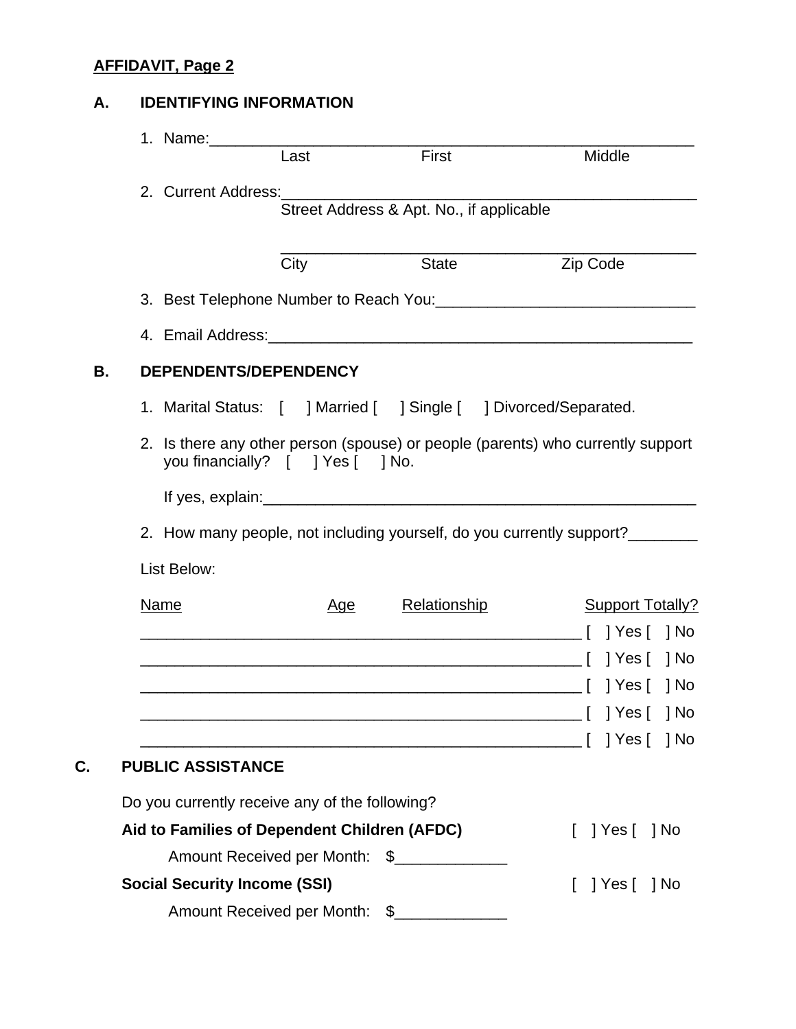**AFFIDAVIT, Page 2**

## A. IDENTIFYING INFORMATION

1. Name:______________________________________________________
   Last First Middle

2. Current Address:_____________________________________________
   Street Address & Apt. No., if applicable

   _____________________________________________
   City State Zip Code

3. Best Telephone Number to Reach You:_____________________________

4. Email Address:________________________________________________

## B. DEPENDENTS/DEPENDENCY

1. Marital Status: [ ] Married [ ] Single [ ] Divorced/Separated.

2. Is there any other person (spouse) or people (parents) who currently support you financially? [ ] Yes [ ] No.

   If yes, explain:_______________________________________________

2. How many people, not including yourself, do you currently support?________

List Below:

| Name | Age | Relationship | Support Totally? |
|---|---|---|---|
| | | | [ ] Yes [ ] No |
| | | | [ ] Yes [ ] No |
| | | | [ ] Yes [ ] No |
| | | | [ ] Yes [ ] No |
| | | | [ ] Yes [ ] No |

## C. PUBLIC ASSISTANCE

Do you currently receive any of the following?

**Aid to Families of Dependent Children (AFDC)** [ ] Yes [ ] No

Amount Received per Month: $____________

**Social Security Income (SSI)** [ ] Yes [ ] No

Amount Received per Month: $____________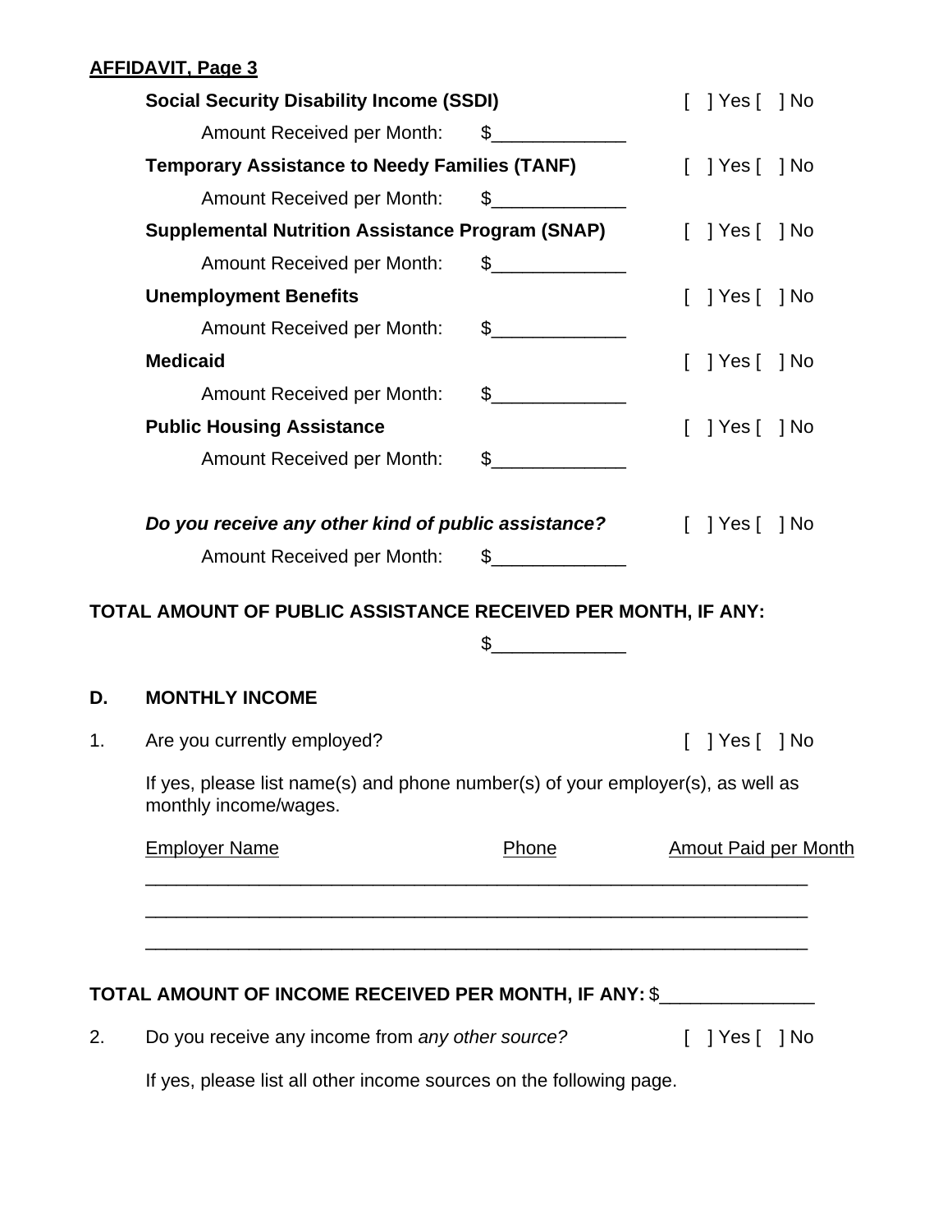**AFFIDAVIT, Page 3**

**Social Security Disability Income (SSDI)** [ ] Yes [ ] No

Amount Received per Month: $_____________

**Temporary Assistance to Needy Families (TANF)** [ ] Yes [ ] No

Amount Received per Month: $_____________

**Supplemental Nutrition Assistance Program (SNAP)** [ ] Yes [ ] No

Amount Received per Month: $_____________

**Unemployment Benefits** [ ] Yes [ ] No

Amount Received per Month: $_____________

**Medicaid** [ ] Yes [ ] No

Amount Received per Month: $_____________

**Public Housing Assistance** [ ] Yes [ ] No

Amount Received per Month: $_____________

***Do you receive any other kind of public assistance?*** [ ] Yes [ ] No

Amount Received per Month: $_____________

**TOTAL AMOUNT OF PUBLIC ASSISTANCE RECEIVED PER MONTH, IF ANY:**

$_____________

**D. MONTHLY INCOME**

1. Are you currently employed? [ ] Yes [ ] No

If yes, please list name(s) and phone number(s) of your employer(s), as well as monthly income/wages.

| Employer Name | Phone | Amout Paid per Month |
|---|---|---|
| | | |
| | | |
| | | |

**TOTAL AMOUNT OF INCOME RECEIVED PER MONTH, IF ANY:** $_______________

2. Do you receive any income from *any other source?* [ ] Yes [ ] No

If yes, please list all other income sources on the following page.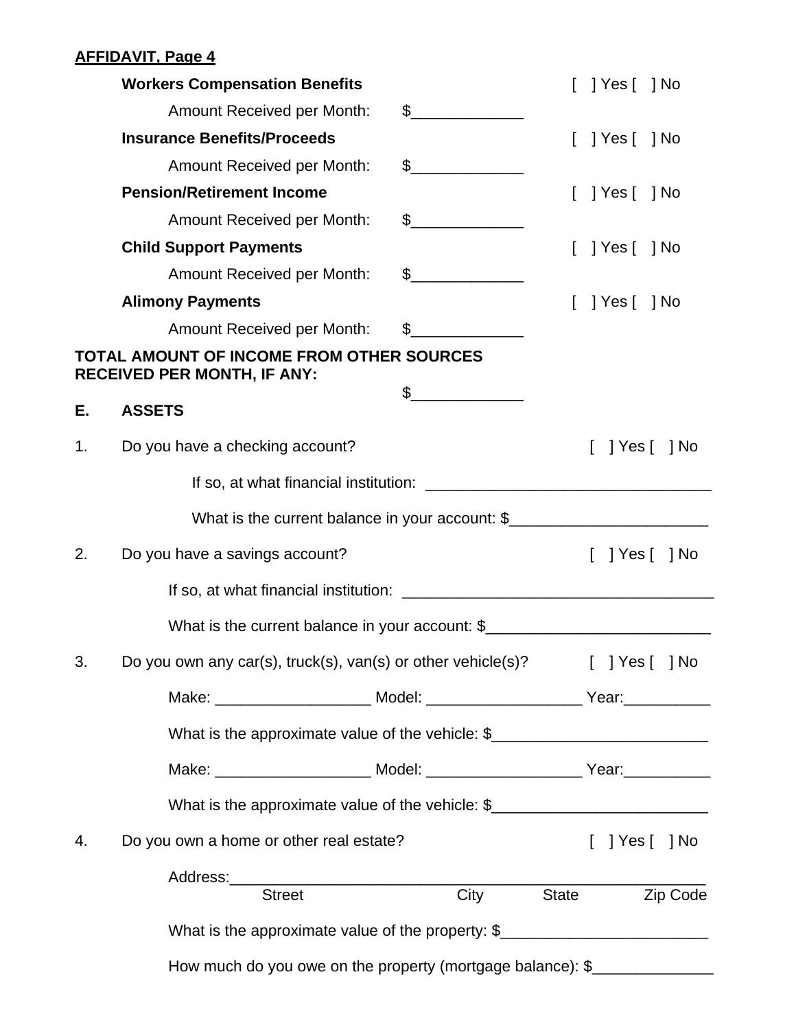**AFFIDAVIT, Page 4**

**Workers Compensation Benefits** [ ] Yes [ ] No

Amount Received per Month: $_____________

**Insurance Benefits/Proceeds** [ ] Yes [ ] No

Amount Received per Month: $_____________

**Pension/Retirement Income** [ ] Yes [ ] No

Amount Received per Month: $_____________

**Child Support Payments** [ ] Yes [ ] No

Amount Received per Month: $_____________

**Alimony Payments** [ ] Yes [ ] No

Amount Received per Month: $_____________

**TOTAL AMOUNT OF INCOME FROM OTHER SOURCES RECEIVED PER MONTH, IF ANY:** $_____________

**E. ASSETS**

1. Do you have a checking account? [ ] Yes [ ] No

   If so, at what financial institution: _________________________________

   What is the current balance in your account: $_______________________

2. Do you have a savings account? [ ] Yes [ ] No

   If so, at what financial institution: ___________________________________

   What is the current balance in your account: $_________________________

3. Do you own any car(s), truck(s), van(s) or other vehicle(s)? [ ] Yes [ ] No

   Make: __________________ Model: __________________ Year:__________

   What is the approximate value of the vehicle: $________________________

   Make: __________________ Model: __________________ Year:__________

   What is the approximate value of the vehicle: $________________________

4. Do you own a home or other real estate? [ ] Yes [ ] No

   Address:________________________________________________________
   Street City State Zip Code

   What is the approximate value of the property: $________________________

   How much do you owe on the property (mortgage balance): $______________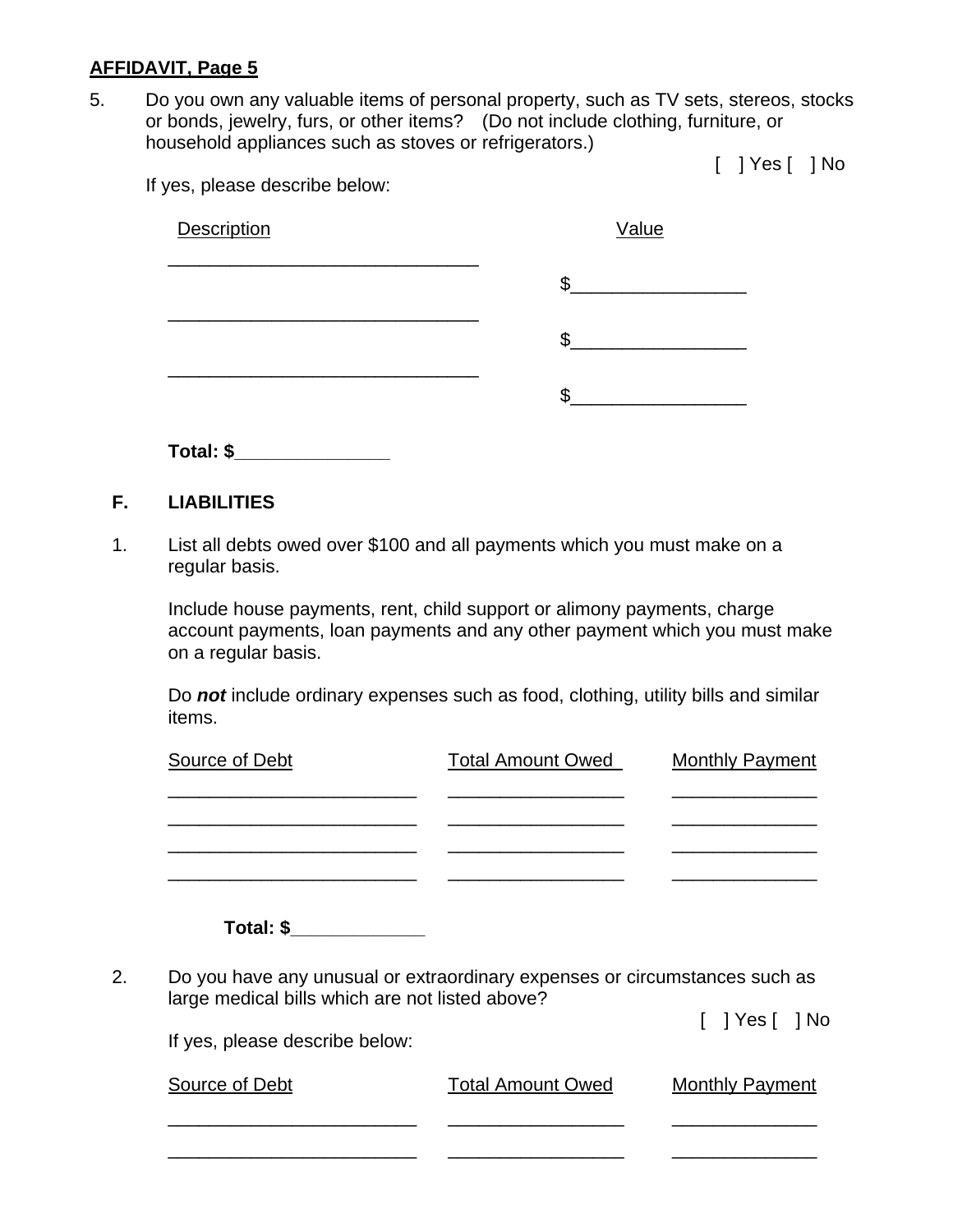**AFFIDAVIT, Page 5**

5. Do you own any valuable items of personal property, such as TV sets, stereos, stocks or bonds, jewelry, furs, or other items? (Do not include clothing, furniture, or household appliances such as stoves or refrigerators.)

[ ] Yes [ ] No

If yes, please describe below:

| Description | Value |
|---|---|
| ______________________________ | $________________ |
| ______________________________ | $________________ |
| ______________________________ | $________________ |

**Total: $______________**

**F. LIABILITIES**

1. List all debts owed over $100 and all payments which you must make on a regular basis.

   Include house payments, rent, child support or alimony payments, charge account payments, loan payments and any other payment which you must make on a regular basis.

   Do ***not*** include ordinary expenses such as food, clothing, utility bills and similar items.

| Source of Debt | Total Amount Owed | Monthly Payment |
|---|---|---|
| ________________________ | _________________ | ______________ |
| ________________________ | _________________ | ______________ |
| ________________________ | _________________ | ______________ |
| ________________________ | _________________ | ______________ |

**Total: $____________**

2. Do you have any unusual or extraordinary expenses or circumstances such as large medical bills which are not listed above?

   [ ] Yes [ ] No

   If yes, please describe below:

| Source of Debt | Total Amount Owed | Monthly Payment |
|---|---|---|
| ________________________ | _________________ | ______________ |
| ________________________ | _________________ | ______________ |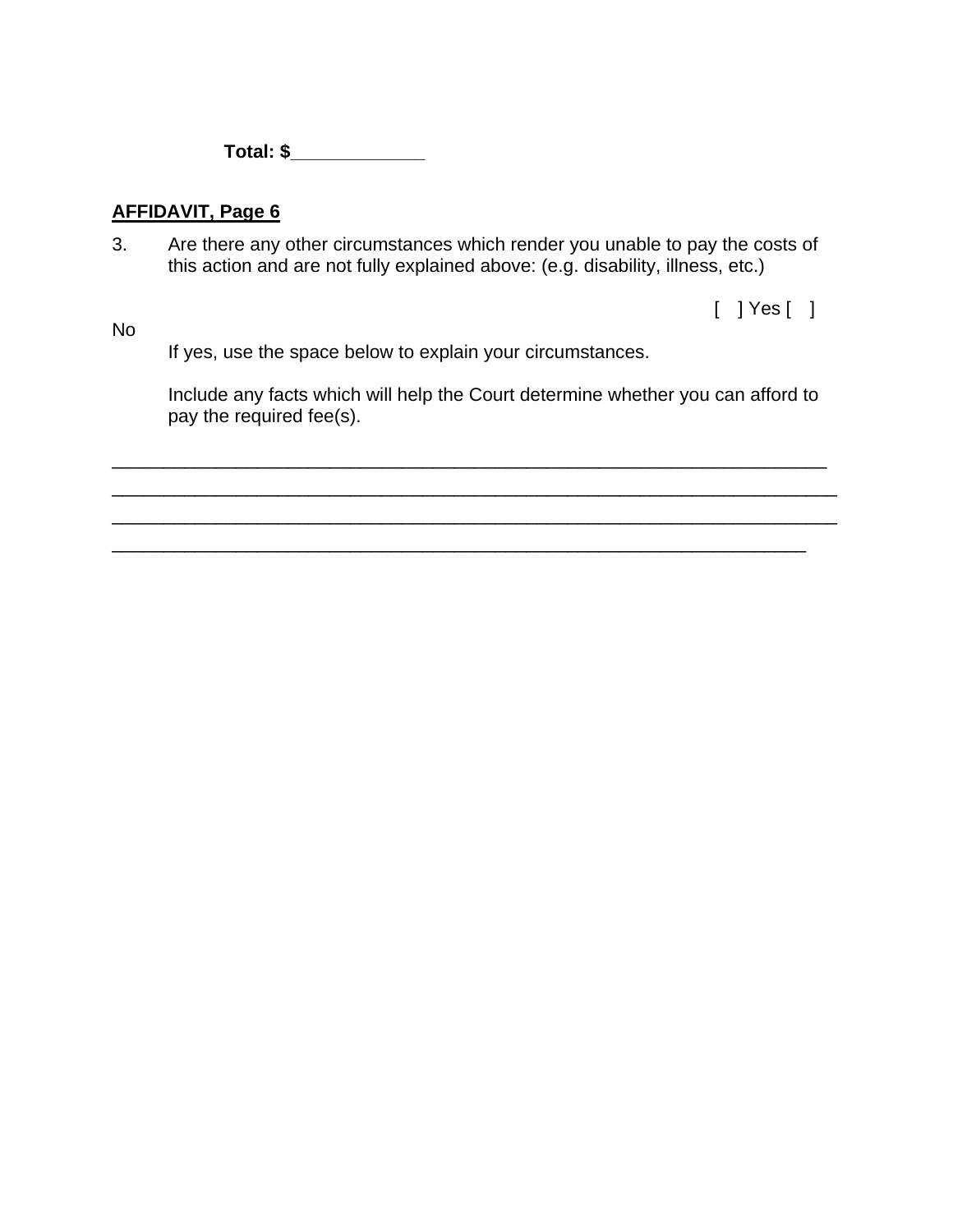**Total: $____________**

**AFFIDAVIT, Page 6**

3. Are there any other circumstances which render you unable to pay the costs of this action and are not fully explained above: (e.g. disability, illness, etc.)

[ ] Yes [ ] No

If yes, use the space below to explain your circumstances.

Include any facts which will help the Court determine whether you can afford to pay the required fee(s).

______________________________________________________________________

______________________________________________________________________

______________________________________________________________________

______________________________________________________________________